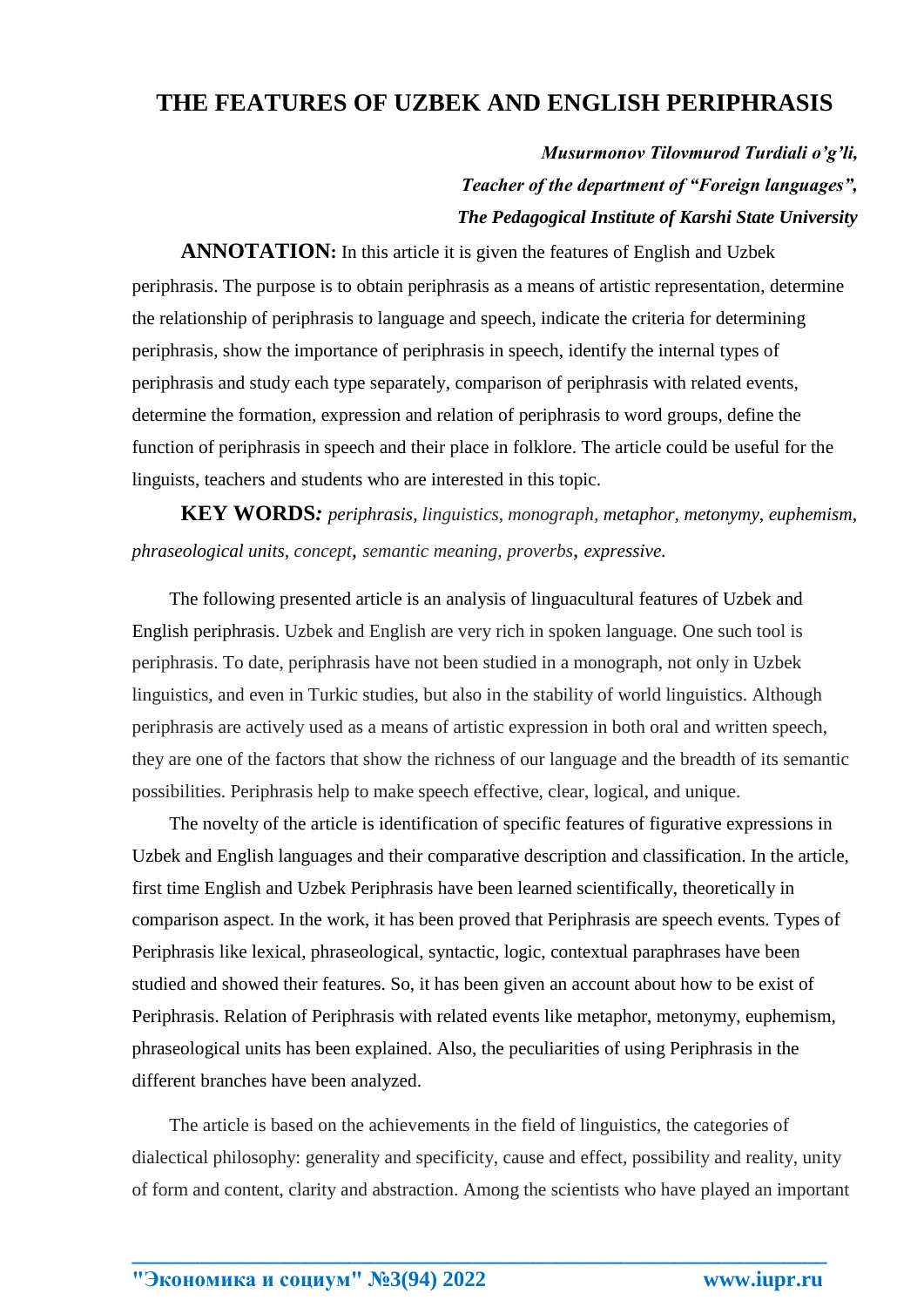# THE FEATURES OF UZBEK AND ENGLISH PERIPHRASIS

***Musurmonov Tilovmurod Turdiali o'g'li,***
***Teacher of the department of "Foreign languages",***
***The Pedagogical Institute of Karshi State University***

**ANNOTATION:** In this article it is given the features of English and Uzbek periphrasis. The purpose is to obtain periphrasis as a means of artistic representation, determine the relationship of periphrasis to language and speech, indicate the criteria for determining periphrasis, show the importance of periphrasis in speech, identify the internal types of periphrasis and study each type separately, comparison of periphrasis with related events, determine the formation, expression and relation of periphrasis to word groups, define the function of periphrasis in speech and their place in folklore. The article could be useful for the linguists, teachers and students who are interested in this topic.

**KEY WORDS***: periphrasis, linguistics, monograph, metaphor, metonymy, euphemism, phraseological units, concept, semantic meaning, proverbs, expressive.*

The following presented article is an analysis of linguacultural features of Uzbek and English periphrasis. Uzbek and English are very rich in spoken language. One such tool is periphrasis. To date, periphrasis have not been studied in a monograph, not only in Uzbek linguistics, and even in Turkic studies, but also in the stability of world linguistics. Although periphrasis are actively used as a means of artistic expression in both oral and written speech, they are one of the factors that show the richness of our language and the breadth of its semantic possibilities. Periphrasis help to make speech effective, clear, logical, and unique.

The novelty of the article is identification of specific features of figurative expressions in Uzbek and English languages and their comparative description and classification. In the article, first time English and Uzbek Periphrasis have been learned scientifically, theoretically in comparison aspect. In the work, it has been proved that Periphrasis are speech events. Types of Periphrasis like lexical, phraseological, syntactic, logic, contextual paraphrases have been studied and showed their features. So, it has been given an account about how to be exist of Periphrasis. Relation of Periphrasis with related events like metaphor, metonymy, euphemism, phraseological units has been explained. Also, the peculiarities of using Periphrasis in the different branches have been analyzed.

The article is based on the achievements in the field of linguistics, the categories of dialectical philosophy: generality and specificity, cause and effect, possibility and reality, unity of form and content, clarity and abstraction. Among the scientists who have played an important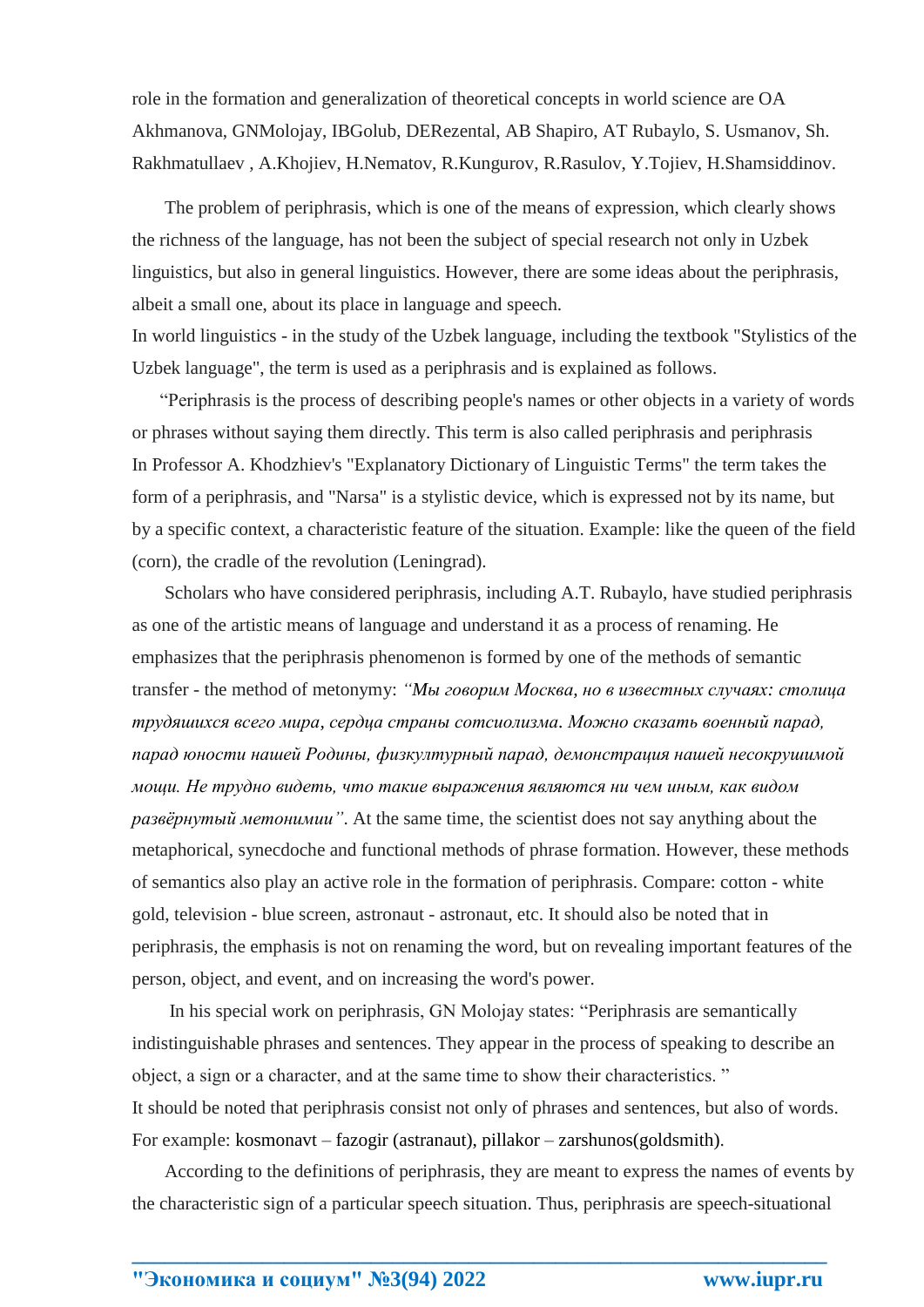role in the formation and generalization of theoretical concepts in world science are OA Akhmanova, GNMolojay, IBGolub, DERezental, AB Shapiro, AT Rubaylo, S. Usmanov, Sh. Rakhmatullaev , A.Khojiev, H.Nematov, R.Kungurov, R.Rasulov, Y.Tojiev, H.Shamsiddinov.

The problem of periphrasis, which is one of the means of expression, which clearly shows the richness of the language, has not been the subject of special research not only in Uzbek linguistics, but also in general linguistics. However, there are some ideas about the periphrasis, albeit a small one, about its place in language and speech.

In world linguistics - in the study of the Uzbek language, including the textbook "Stylistics of the Uzbek language", the term is used as a periphrasis and is explained as follows.

“Periphrasis is the process of describing people's names or other objects in a variety of words or phrases without saying them directly. This term is also called periphrasis and periphrasis

In Professor A. Khodzhiev's "Explanatory Dictionary of Linguistic Terms" the term takes the form of a periphrasis, and "Narsa" is a stylistic device, which is expressed not by its name, but by a specific context, a characteristic feature of the situation. Example: like the queen of the field (corn), the cradle of the revolution (Leningrad).

Scholars who have considered periphrasis, including A.T. Rubaylo, have studied periphrasis as one of the artistic means of language and understand it as a process of renaming. He emphasizes that the periphrasis phenomenon is formed by one of the methods of semantic transfer - the method of metonymy: *“Мы говорим Москва, но в известных случаях: столица трудяшихся всего мира, сердца страны сотсиолизма. Можно сказать военный парад, парад юности нашей Родины, физкултурный парад, демонстрация нашей несокрушимой мощи. Не трудно видеть, что такие выражения являются ни чем иным, как видом развёрнутый метонимии”*. At the same time, the scientist does not say anything about the metaphorical, synecdoche and functional methods of phrase formation. However, these methods of semantics also play an active role in the formation of periphrasis. Compare: cotton - white gold, television - blue screen, astronaut - astronaut, etc. It should also be noted that in periphrasis, the emphasis is not on renaming the word, but on revealing important features of the person, object, and event, and on increasing the word's power.

In his special work on periphrasis, GN Molojay states: “Periphrasis are semantically indistinguishable phrases and sentences. They appear in the process of speaking to describe an object, a sign or a character, and at the same time to show their characteristics. ”

It should be noted that periphrasis consist not only of phrases and sentences, but also of words. For example: kosmonavt – fazogir (astranaut), pillakor – zarshunos(goldsmith).

According to the definitions of periphrasis, they are meant to express the names of events by the characteristic sign of a particular speech situation. Thus, periphrasis are speech-situational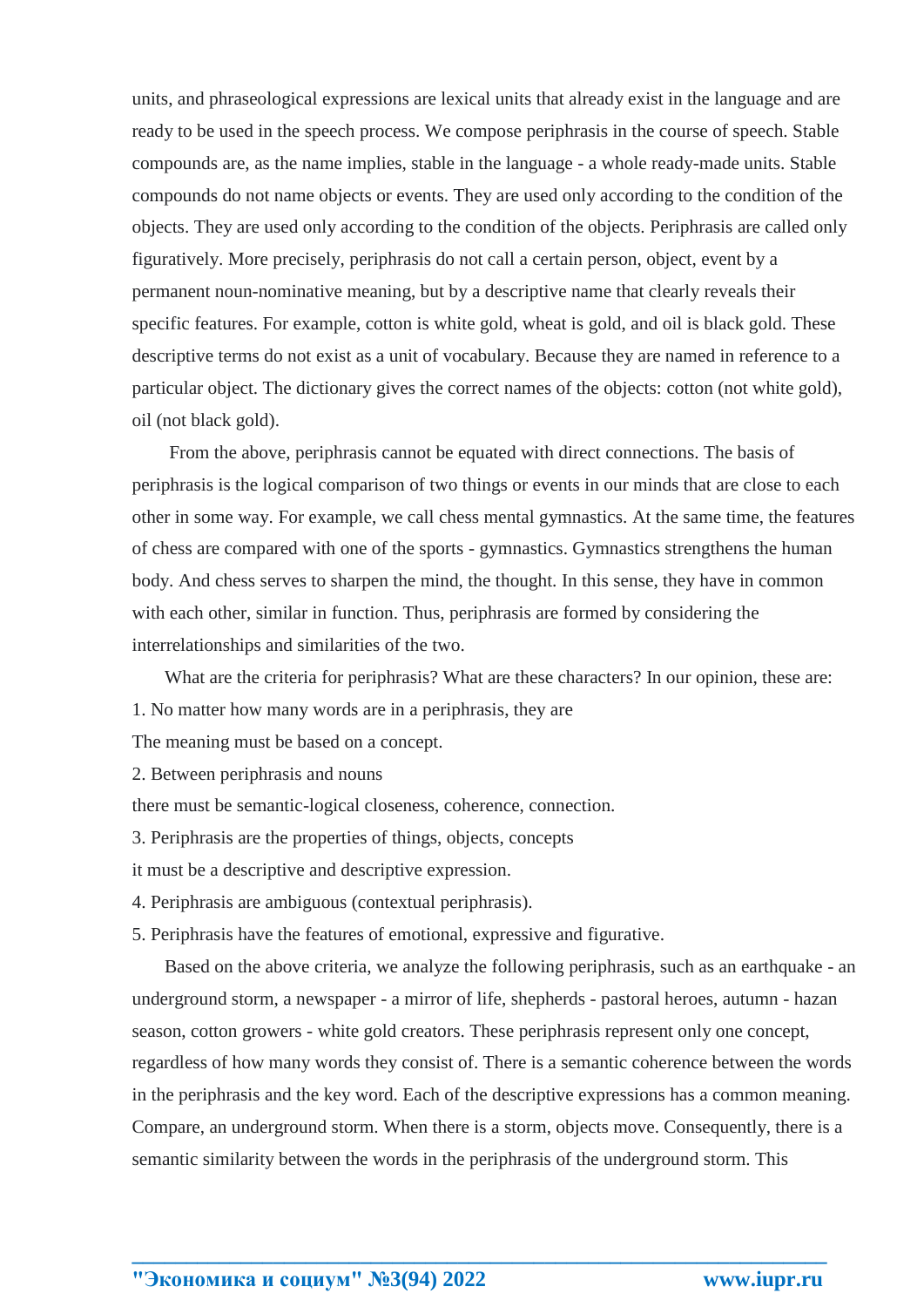units, and phraseological expressions are lexical units that already exist in the language and are ready to be used in the speech process. We compose periphrasis in the course of speech. Stable compounds are, as the name implies, stable in the language - a whole ready-made units. Stable compounds do not name objects or events. They are used only according to the condition of the objects. They are used only according to the condition of the objects. Periphrasis are called only figuratively. More precisely, periphrasis do not call a certain person, object, event by a permanent noun-nominative meaning, but by a descriptive name that clearly reveals their specific features. For example, cotton is white gold, wheat is gold, and oil is black gold. These descriptive terms do not exist as a unit of vocabulary. Because they are named in reference to a particular object. The dictionary gives the correct names of the objects: cotton (not white gold), oil (not black gold).

From the above, periphrasis cannot be equated with direct connections. The basis of periphrasis is the logical comparison of two things or events in our minds that are close to each other in some way. For example, we call chess mental gymnastics. At the same time, the features of chess are compared with one of the sports - gymnastics. Gymnastics strengthens the human body. And chess serves to sharpen the mind, the thought. In this sense, they have in common with each other, similar in function. Thus, periphrasis are formed by considering the interrelationships and similarities of the two.

What are the criteria for periphrasis? What are these characters? In our opinion, these are:

1. No matter how many words are in a periphrasis, they are
The meaning must be based on a concept.
2. Between periphrasis and nouns
there must be semantic-logical closeness, coherence, connection.
3. Periphrasis are the properties of things, objects, concepts
it must be a descriptive and descriptive expression.
4. Periphrasis are ambiguous (contextual periphrasis).
5. Periphrasis have the features of emotional, expressive and figurative.

Based on the above criteria, we analyze the following periphrasis, such as an earthquake - an underground storm, a newspaper - a mirror of life, shepherds - pastoral heroes, autumn - hazan season, cotton growers - white gold creators. These periphrasis represent only one concept, regardless of how many words they consist of. There is a semantic coherence between the words in the periphrasis and the key word. Each of the descriptive expressions has a common meaning. Compare, an underground storm. When there is a storm, objects move. Consequently, there is a semantic similarity between the words in the periphrasis of the underground storm. This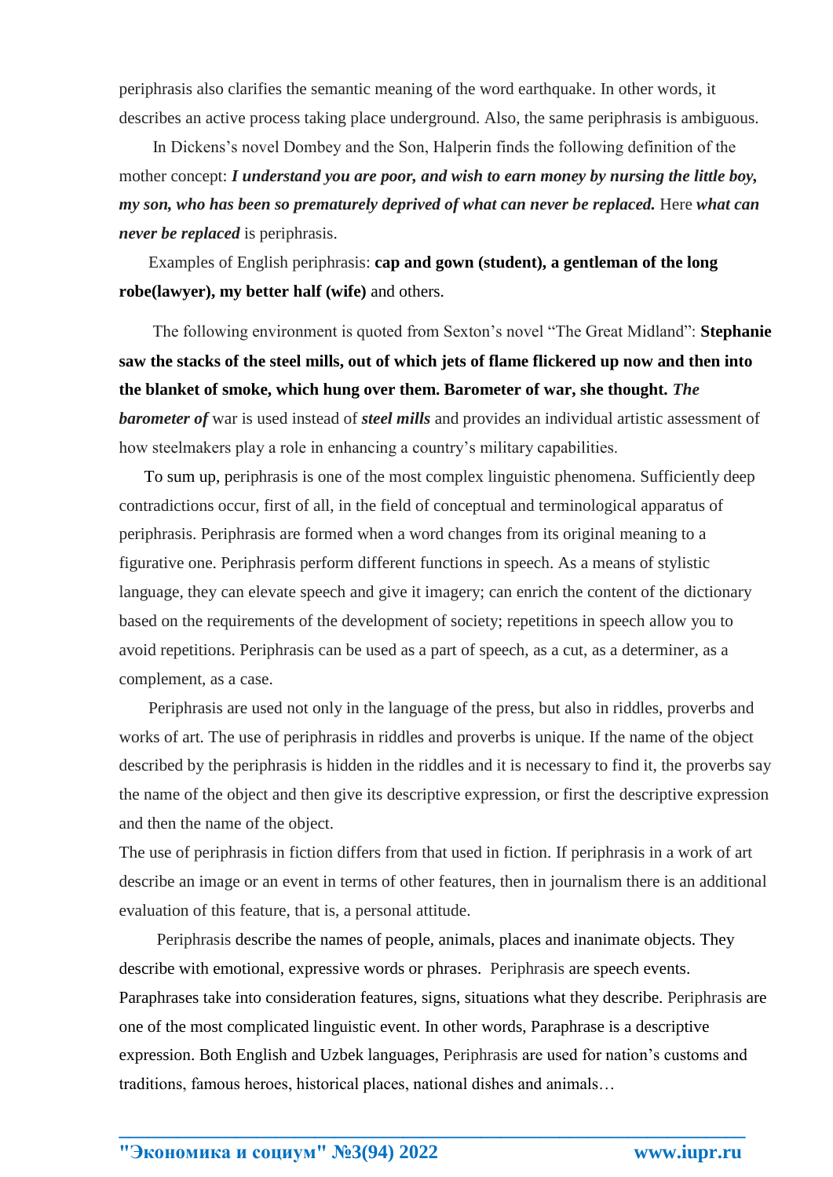periphrasis also clarifies the semantic meaning of the word earthquake. In other words, it describes an active process taking place underground. Also, the same periphrasis is ambiguous.

In Dickens's novel Dombey and the Son, Halperin finds the following definition of the mother concept: ***I understand you are poor, and wish to earn money by nursing the little boy, my son, who has been so prematurely deprived of what can never be replaced.*** Here ***what can never be replaced*** is periphrasis.

Examples of English periphrasis: **cap and gown (student), a gentleman of the long robe(lawyer), my better half (wife)** and others.

The following environment is quoted from Sexton's novel "The Great Midland": **Stephanie saw the stacks of the steel mills, out of which jets of flame flickered up now and then into the blanket of smoke, which hung over them. Barometer of war, she thought.** ***The barometer of*** war is used instead of ***steel mills*** and provides an individual artistic assessment of how steelmakers play a role in enhancing a country's military capabilities.

To sum up, periphrasis is one of the most complex linguistic phenomena. Sufficiently deep contradictions occur, first of all, in the field of conceptual and terminological apparatus of periphrasis. Periphrasis are formed when a word changes from its original meaning to a figurative one. Periphrasis perform different functions in speech. As a means of stylistic language, they can elevate speech and give it imagery; can enrich the content of the dictionary based on the requirements of the development of society; repetitions in speech allow you to avoid repetitions. Periphrasis can be used as a part of speech, as a cut, as a determiner, as a complement, as a case.

Periphrasis are used not only in the language of the press, but also in riddles, proverbs and works of art. The use of periphrasis in riddles and proverbs is unique. If the name of the object described by the periphrasis is hidden in the riddles and it is necessary to find it, the proverbs say the name of the object and then give its descriptive expression, or first the descriptive expression and then the name of the object.

The use of periphrasis in fiction differs from that used in fiction. If periphrasis in a work of art describe an image or an event in terms of other features, then in journalism there is an additional evaluation of this feature, that is, a personal attitude.

Periphrasis describe the names of people, animals, places and inanimate objects. They describe with emotional, expressive words or phrases. Periphrasis are speech events. Paraphrases take into consideration features, signs, situations what they describe. Periphrasis are one of the most complicated linguistic event. In other words, Paraphrase is a descriptive expression. Both English and Uzbek languages, Periphrasis are used for nation's customs and traditions, famous heroes, historical places, national dishes and animals…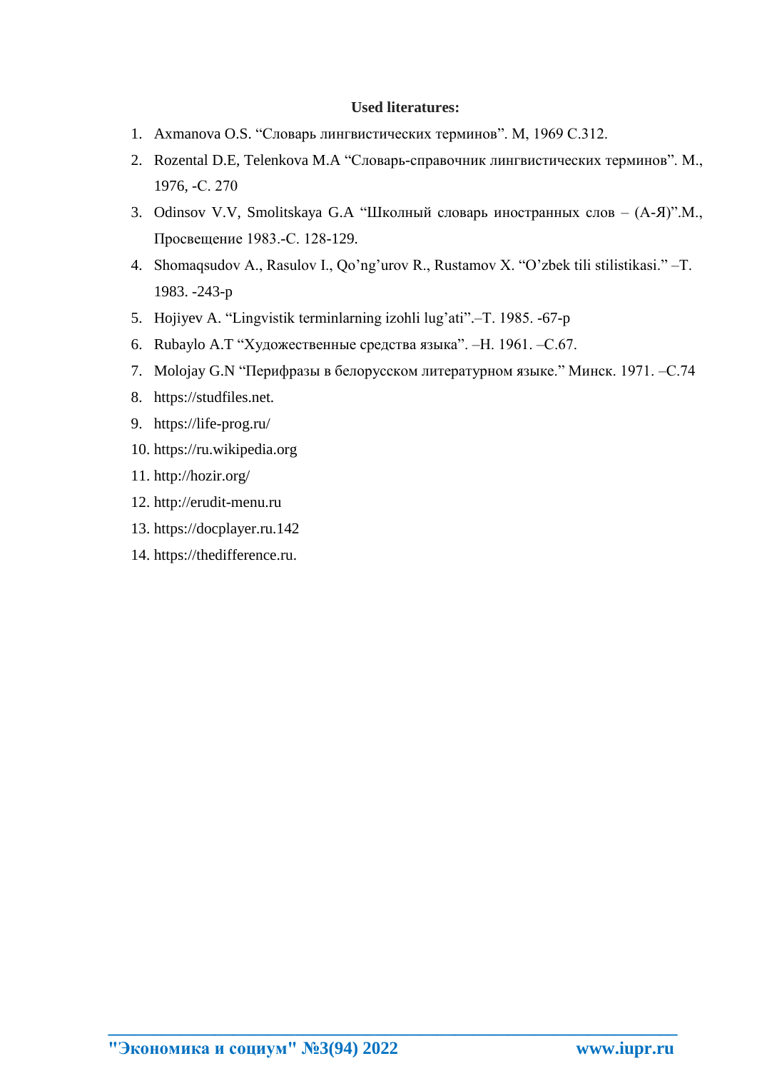**Used literatures:**

1. Axmanova O.S. "Словарь лингвистических терминов". M, 1969 C.312.
2. Rozental D.E, Telenkova M.A "Словарь-справочник лингвистических терминов". M., 1976, -C. 270
3. Odinsov V.V, Smolitskaya G.A "Школный словарь иностранных слов – (А-Я)".M., Просвещение 1983.-С. 128-129.
4. Shomaqsudov A., Rasulov I., Qo'ng'urov R., Rustamov X. "O'zbek tili stilistikasi." –T. 1983. -243-p
5. Hojiyev A. "Lingvistik terminlarning izohli lug'ati".–T. 1985. -67-p
6. Rubaylo A.T "Художественные средства языка". –Н. 1961. –С.67.
7. Molojay G.N "Перифразы в белорусском литературном языке." Минск. 1971. –С.74
8. https://studfiles.net.
9. https://life-prog.ru/
10. https://ru.wikipedia.org
11. http://hozir.org/
12. http://erudit-menu.ru
13. https://docplayer.ru.142
14. https://thedifference.ru.